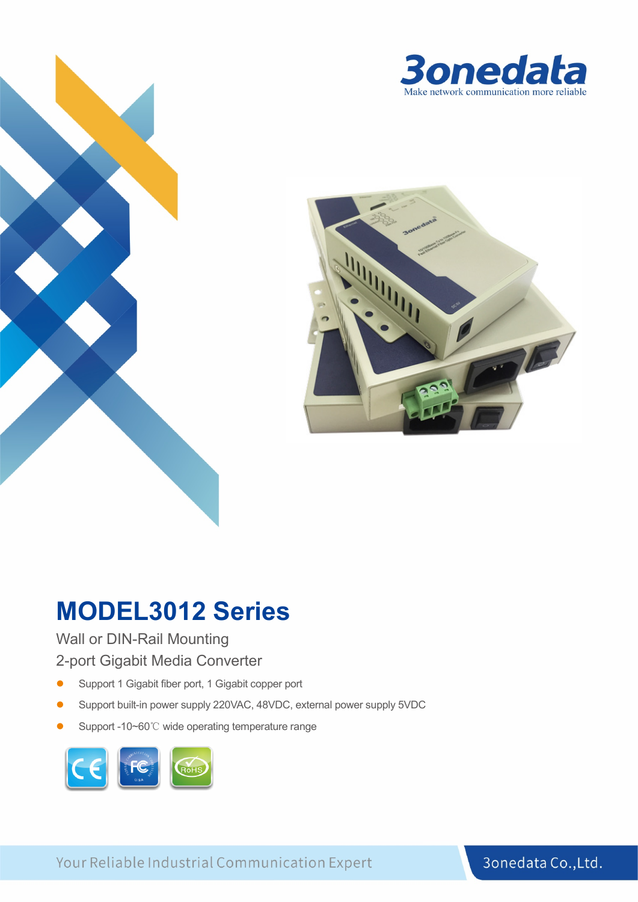3onedata

Make network communication more reliable

# MODEL3012 Series

Wall or DIN-Rail Mounting

2-port Gigabit Media Converter

- Support 1 Gigabit fiber port, 1 Gigabit copper port
- Support built-in power supply 220VAC, 48VDC, external power supply 5VDC
- Support -10~60℃ wide operating temperature range

Your Reliable Industrial Communication Expert

3onedata Co.,Ltd.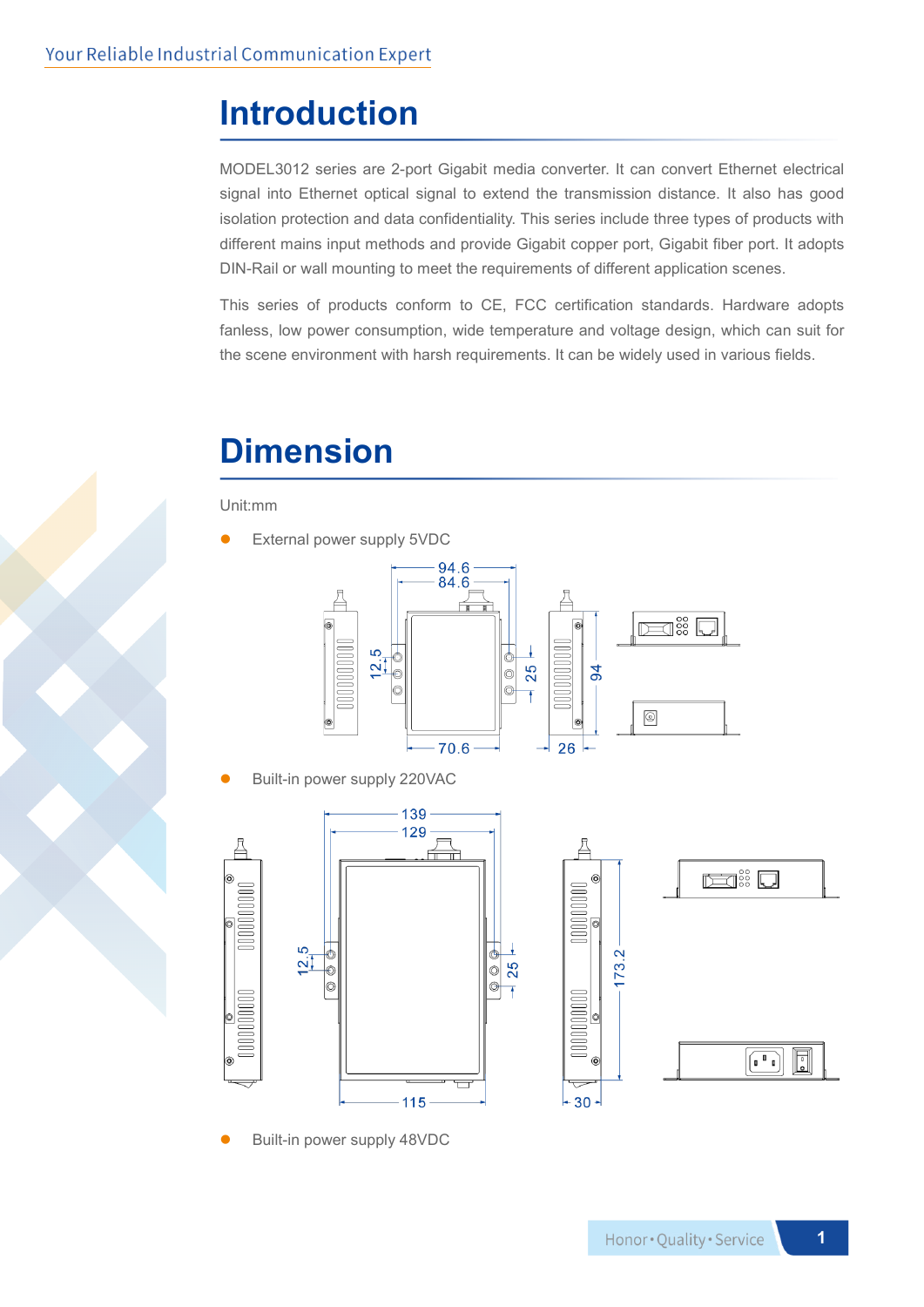# Introduction

MODEL3012 series are 2-port Gigabit media converter. It can convert Ethernet electrical signal into Ethernet optical signal to extend the transmission distance. It also has good isolation protection and data confidentiality. This series include three types of products with different mains input methods and provide Gigabit copper port, Gigabit fiber port. It adopts DIN-Rail or wall mounting to meet the requirements of different application scenes.

This series of products conform to CE, FCC certification standards. Hardware adopts fanless, low power consumption, wide temperature and voltage design, which can suit for the scene environment with harsh requirements. It can be widely used in various fields.

# Dimension

Unit:mm

- External power supply 5VDC

- Built-in power supply 220VAC

- Built-in power supply 48VDC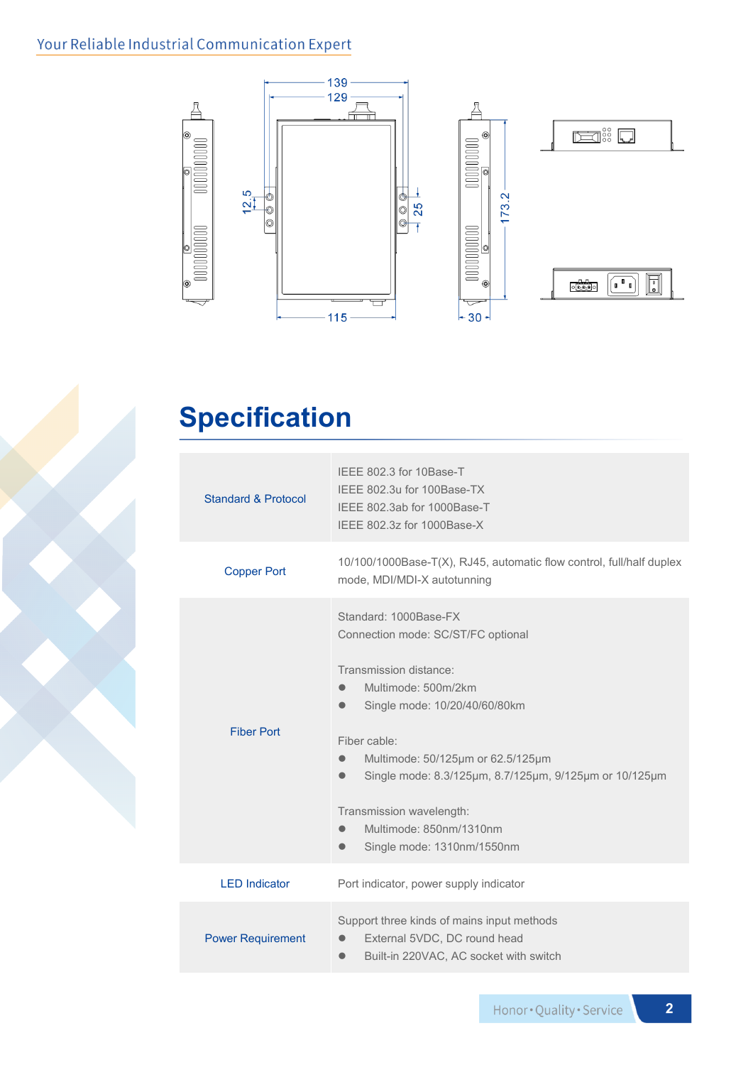## Specification

| | |
|---|---|
| Standard & Protocol | IEEE 802.3 for 10Base-T<br>IEEE 802.3u for 100Base-TX<br>IEEE 802.3ab for 1000Base-T<br>IEEE 802.3z for 1000Base-X |
| Copper Port | 10/100/1000Base-T(X), RJ45, automatic flow control, full/half duplex mode, MDI/MDI-X autotunning |
| Fiber Port | Standard: 1000Base-FX<br>Connection mode: SC/ST/FC optional<br><br>Transmission distance:<br>● Multimode: 500m/2km<br>● Single mode: 10/20/40/60/80km<br><br>Fiber cable:<br>● Multimode: 50/125μm or 62.5/125μm<br>● Single mode: 8.3/125μm, 8.7/125μm, 9/125μm or 10/125μm<br><br>Transmission wavelength:<br>● Multimode: 850nm/1310nm<br>● Single mode: 1310nm/1550nm |
| LED Indicator | Port indicator, power supply indicator |
| Power Requirement | Support three kinds of mains input methods<br>● External 5VDC, DC round head<br>● Built-in 220VAC, AC socket with switch |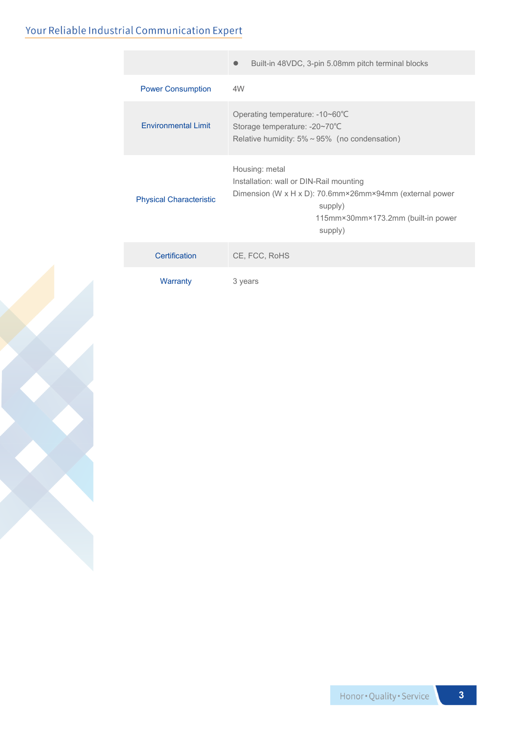|  |  |
|---|---|
|  | ● Built-in 48VDC, 3-pin 5.08mm pitch terminal blocks |
| Power Consumption | 4W |
| Environmental Limit | Operating temperature: -10~60℃<br>Storage temperature: -20~70℃<br>Relative humidity: 5% ~ 95%（no condensation） |
| Physical Characteristic | Housing: metal<br>Installation: wall or DIN-Rail mounting<br>Dimension (W x H x D): 70.6mm×26mm×94mm (external power supply)<br>115mm×30mm×173.2mm (built-in power supply) |
| Certification | CE, FCC, RoHS |
| Warranty | 3 years |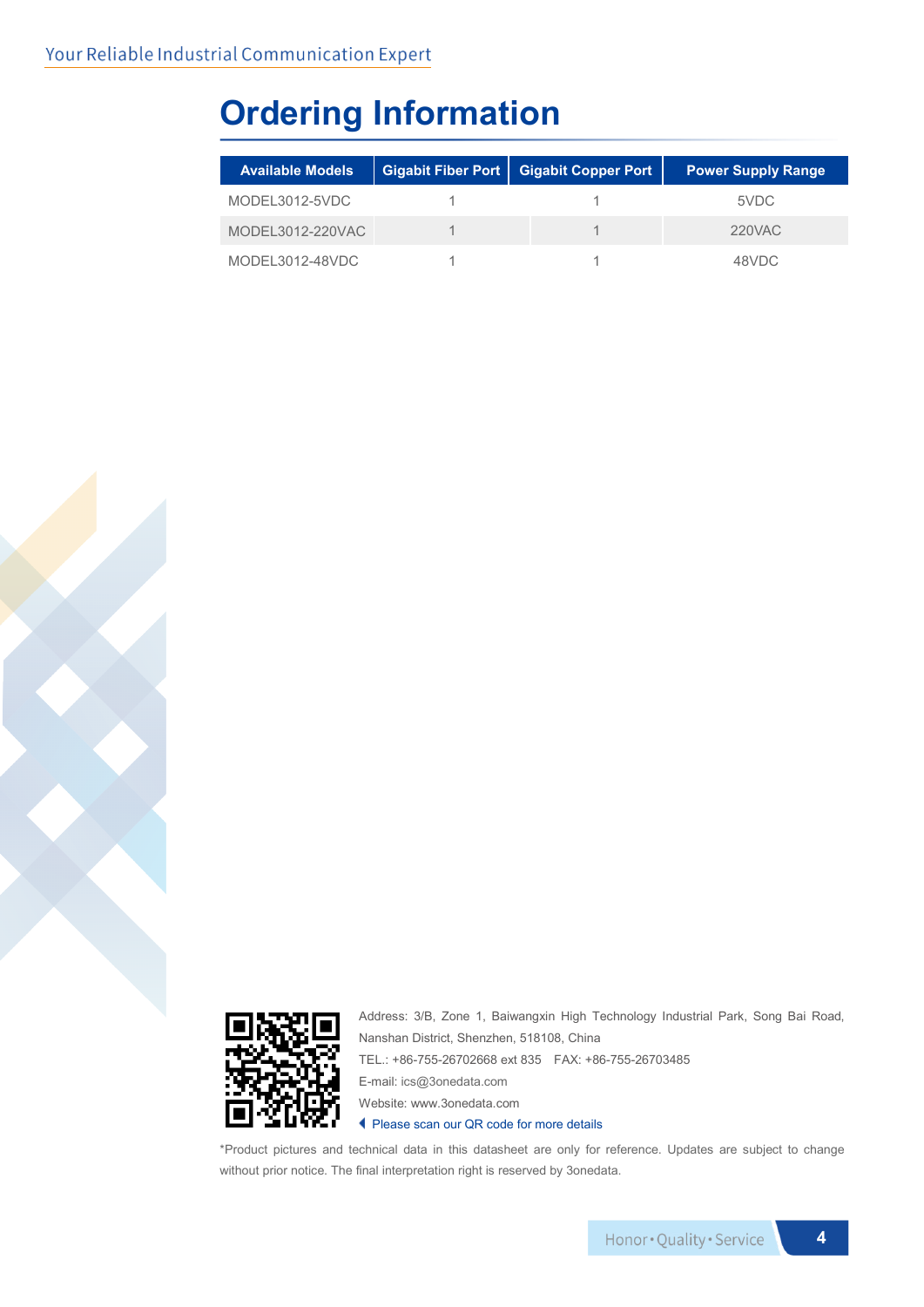# Ordering Information

| Available Models | Gigabit Fiber Port | Gigabit Copper Port | Power Supply Range |
|---|---|---|---|
| MODEL3012-5VDC | 1 | 1 | 5VDC |
| MODEL3012-220VAC | 1 | 1 | 220VAC |
| MODEL3012-48VDC | 1 | 1 | 48VDC |

Address: 3/B, Zone 1, Baiwangxin High Technology Industrial Park, Song Bai Road, Nanshan District, Shenzhen, 518108, China

TEL.: +86-755-26702668 ext 835  FAX: +86-755-26703485

E-mail: ics@3onedata.com

Website: www.3onedata.com

Please scan our QR code for more details

*Product pictures and technical data in this datasheet are only for reference. Updates are subject to change without prior notice. The final interpretation right is reserved by 3onedata.